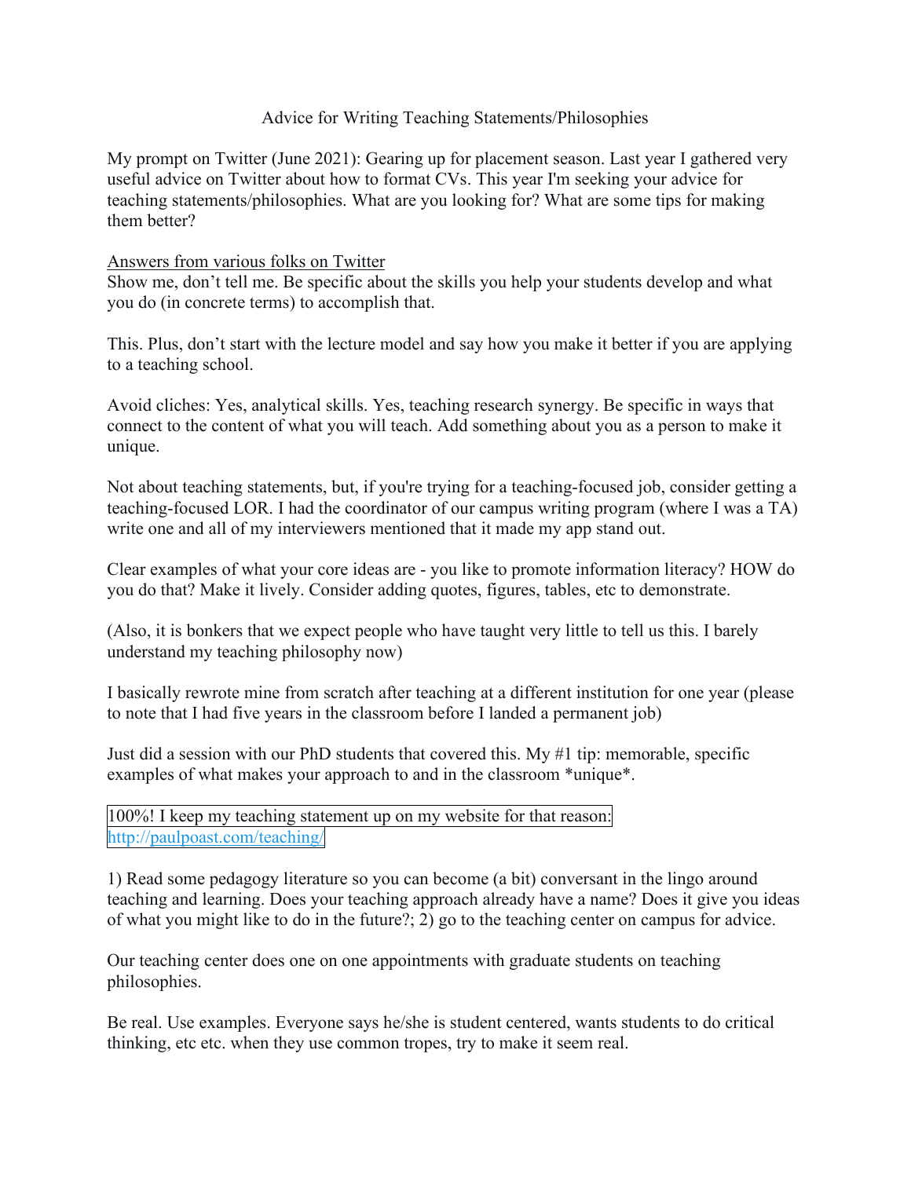# Advice for Writing Teaching Statements/Philosophies

My prompt on Twitter (June 2021): Gearing up for placement season. Last year I gathered very useful advice on Twitter about how to format CVs. This year I'm seeking your advice for teaching statements/philosophies. What are you looking for? What are some tips for making them better?

<u>Answers from various folks on Twitter</u>

Show me, don't tell me. Be specific about the skills you help your students develop and what you do (in concrete terms) to accomplish that.

This. Plus, don't start with the lecture model and say how you make it better if you are applying to a teaching school.

Avoid cliches: Yes, analytical skills. Yes, teaching research synergy. Be specific in ways that connect to the content of what you will teach. Add something about you as a person to make it unique.

Not about teaching statements, but, if you're trying for a teaching-focused job, consider getting a teaching-focused LOR. I had the coordinator of our campus writing program (where I was a TA) write one and all of my interviewers mentioned that it made my app stand out.

Clear examples of what your core ideas are - you like to promote information literacy? HOW do you do that? Make it lively. Consider adding quotes, figures, tables, etc to demonstrate.

(Also, it is bonkers that we expect people who have taught very little to tell us this. I barely understand my teaching philosophy now)

I basically rewrote mine from scratch after teaching at a different institution for one year (please to note that I had five years in the classroom before I landed a permanent job)

Just did a session with our PhD students that covered this. My #1 tip: memorable, specific examples of what makes your approach to and in the classroom *unique*.

100%! I keep my teaching statement up on my website for that reason: http://paulpoast.com/teaching/

1) Read some pedagogy literature so you can become (a bit) conversant in the lingo around teaching and learning. Does your teaching approach already have a name? Does it give you ideas of what you might like to do in the future?; 2) go to the teaching center on campus for advice.

Our teaching center does one on one appointments with graduate students on teaching philosophies.

Be real. Use examples. Everyone says he/she is student centered, wants students to do critical thinking, etc etc. when they use common tropes, try to make it seem real.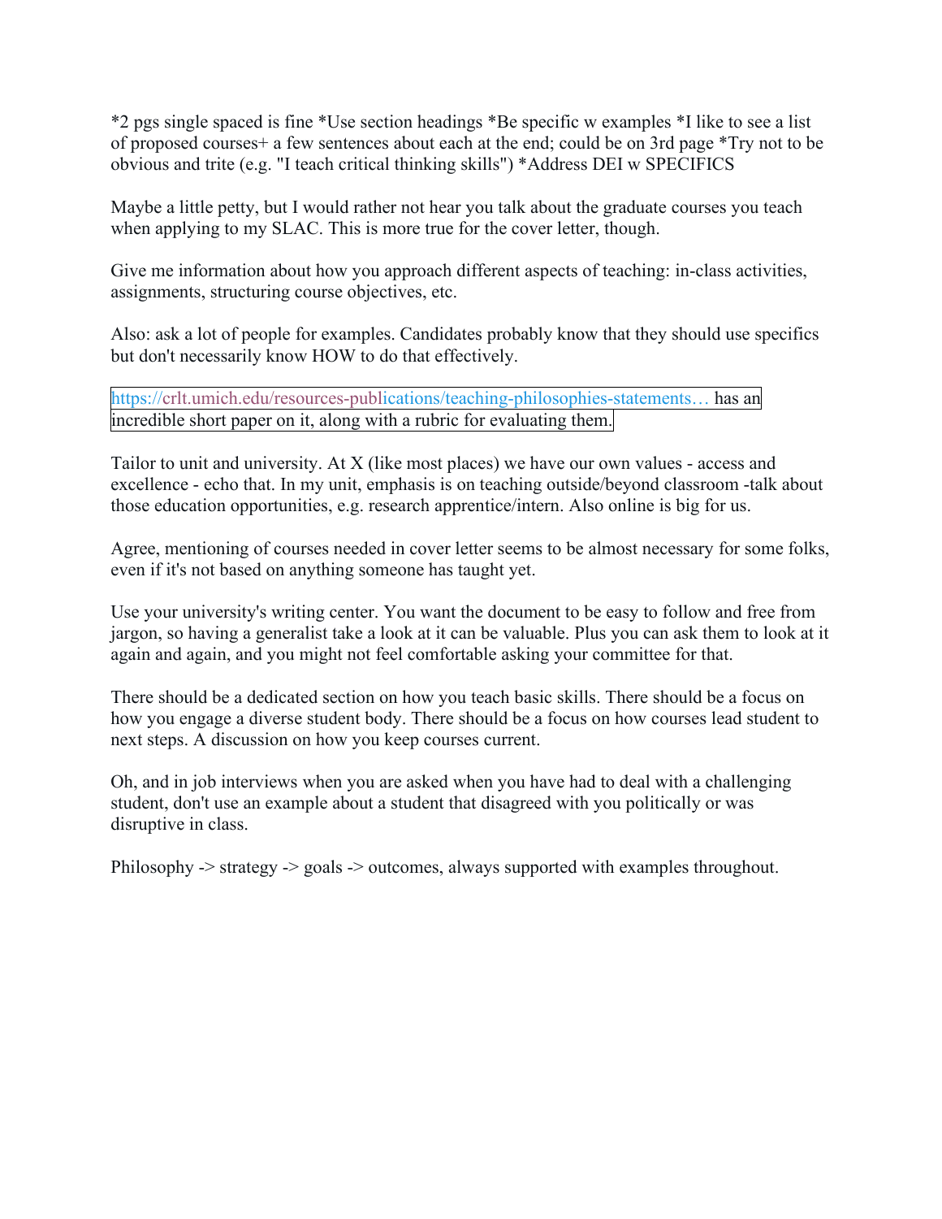*2 pgs single spaced is fine *Use section headings *Be specific w examples *I like to see a list of proposed courses+ a few sentences about each at the end; could be on 3rd page *Try not to be obvious and trite (e.g. "I teach critical thinking skills") *Address DEI w SPECIFICS

Maybe a little petty, but I would rather not hear you talk about the graduate courses you teach when applying to my SLAC. This is more true for the cover letter, though.

Give me information about how you approach different aspects of teaching: in-class activities, assignments, structuring course objectives, etc.

Also: ask a lot of people for examples. Candidates probably know that they should use specifics but don't necessarily know HOW to do that effectively.

https://crlt.umich.edu/resources-publications/teaching-philosophies-statements… has an incredible short paper on it, along with a rubric for evaluating them.

Tailor to unit and university. At X (like most places) we have our own values - access and excellence - echo that. In my unit, emphasis is on teaching outside/beyond classroom -talk about those education opportunities, e.g. research apprentice/intern. Also online is big for us.

Agree, mentioning of courses needed in cover letter seems to be almost necessary for some folks, even if it's not based on anything someone has taught yet.

Use your university's writing center. You want the document to be easy to follow and free from jargon, so having a generalist take a look at it can be valuable. Plus you can ask them to look at it again and again, and you might not feel comfortable asking your committee for that.

There should be a dedicated section on how you teach basic skills. There should be a focus on how you engage a diverse student body. There should be a focus on how courses lead student to next steps. A discussion on how you keep courses current.

Oh, and in job interviews when you are asked when you have had to deal with a challenging student, don't use an example about a student that disagreed with you politically or was disruptive in class.

Philosophy -> strategy -> goals -> outcomes, always supported with examples throughout.